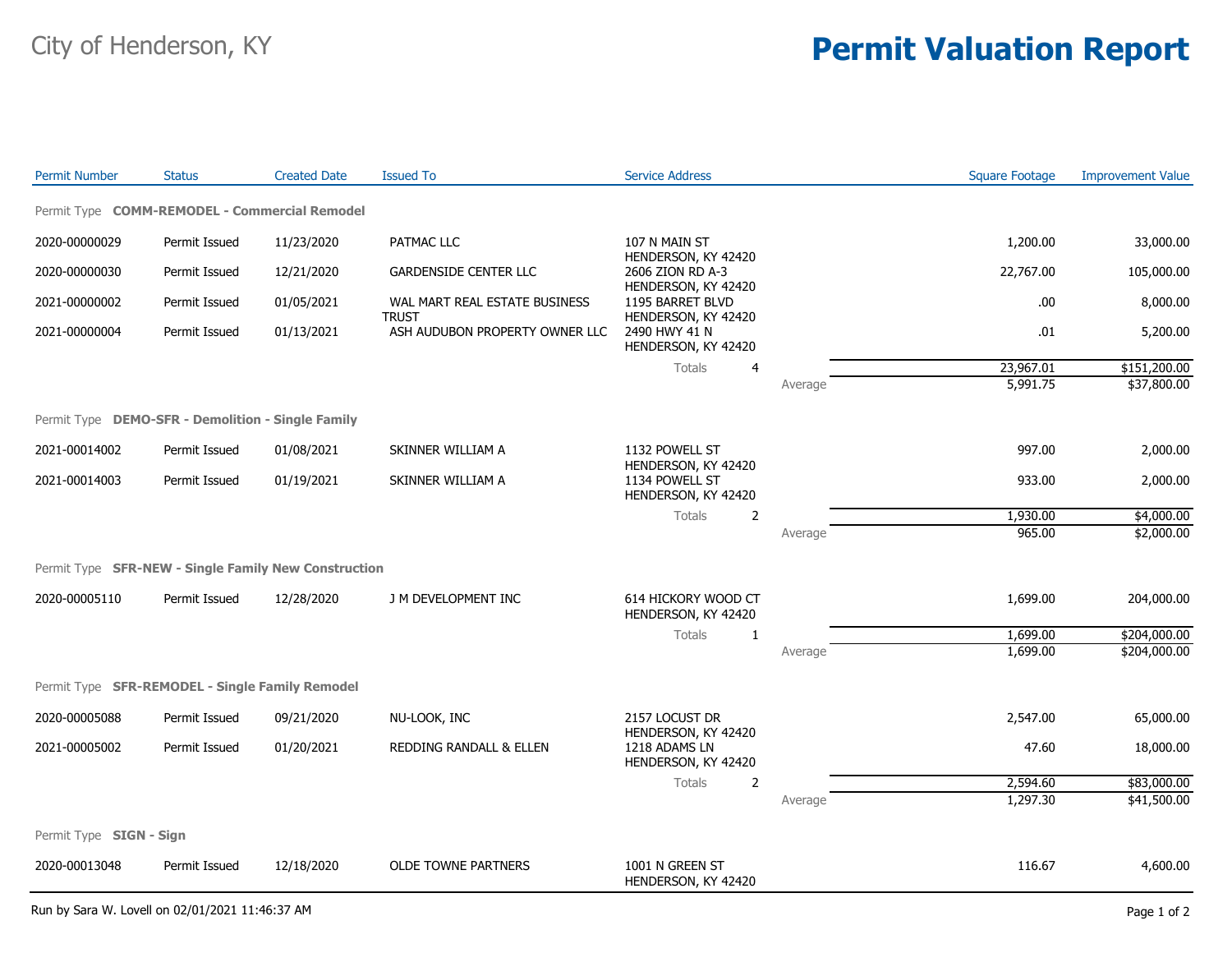City of Henderson, KY

# Permit Valuation Report

| Permit Number | Status | Created Date | Issued To | Service Address | | Square Footage | Improvement Value |
|---|---|---|---|---|---|---|---|
| **Permit Type COMM-REMODEL - Commercial Remodel** | | | | | | | |
| 2020-00000029 | Permit Issued | 11/23/2020 | PATMAC LLC | 107 N MAIN ST HENDERSON, KY 42420 | | 1,200.00 | 33,000.00 |
| 2020-00000030 | Permit Issued | 12/21/2020 | GARDENSIDE CENTER LLC | 2606 ZION RD A-3 HENDERSON, KY 42420 | | 22,767.00 | 105,000.00 |
| 2021-00000002 | Permit Issued | 01/05/2021 | WAL MART REAL ESTATE BUSINESS TRUST | 1195 BARRET BLVD HENDERSON, KY 42420 | | .00 | 8,000.00 |
| 2021-00000004 | Permit Issued | 01/13/2021 | ASH AUDUBON PROPERTY OWNER LLC | 2490 HWY 41 N HENDERSON, KY 42420 | | .01 | 5,200.00 |
| | | | | Totals 4 | | 23,967.01 | $151,200.00 |
| | | | | | Average | 5,991.75 | $37,800.00 |
| **Permit Type DEMO-SFR - Demolition - Single Family** | | | | | | | |
| 2021-00014002 | Permit Issued | 01/08/2021 | SKINNER WILLIAM A | 1132 POWELL ST HENDERSON, KY 42420 | | 997.00 | 2,000.00 |
| 2021-00014003 | Permit Issued | 01/19/2021 | SKINNER WILLIAM A | 1134 POWELL ST HENDERSON, KY 42420 | | 933.00 | 2,000.00 |
| | | | | Totals 2 | | 1,930.00 | $4,000.00 |
| | | | | | Average | 965.00 | $2,000.00 |
| **Permit Type SFR-NEW - Single Family New Construction** | | | | | | | |
| 2020-00005110 | Permit Issued | 12/28/2020 | J M DEVELOPMENT INC | 614 HICKORY WOOD CT HENDERSON, KY 42420 | | 1,699.00 | 204,000.00 |
| | | | | Totals 1 | | 1,699.00 | $204,000.00 |
| | | | | | Average | 1,699.00 | $204,000.00 |
| **Permit Type SFR-REMODEL - Single Family Remodel** | | | | | | | |
| 2020-00005088 | Permit Issued | 09/21/2020 | NU-LOOK, INC | 2157 LOCUST DR HENDERSON, KY 42420 | | 2,547.00 | 65,000.00 |
| 2021-00005002 | Permit Issued | 01/20/2021 | REDDING RANDALL & ELLEN | 1218 ADAMS LN HENDERSON, KY 42420 | | 47.60 | 18,000.00 |
| | | | | Totals 2 | | 2,594.60 | $83,000.00 |
| | | | | | Average | 1,297.30 | $41,500.00 |
| **Permit Type SIGN - Sign** | | | | | | | |
| 2020-00013048 | Permit Issued | 12/18/2020 | OLDE TOWNE PARTNERS | 1001 N GREEN ST HENDERSON, KY 42420 | | 116.67 | 4,600.00 |

Run by Sara W. Lovell on 02/01/2021 11:46:37 AM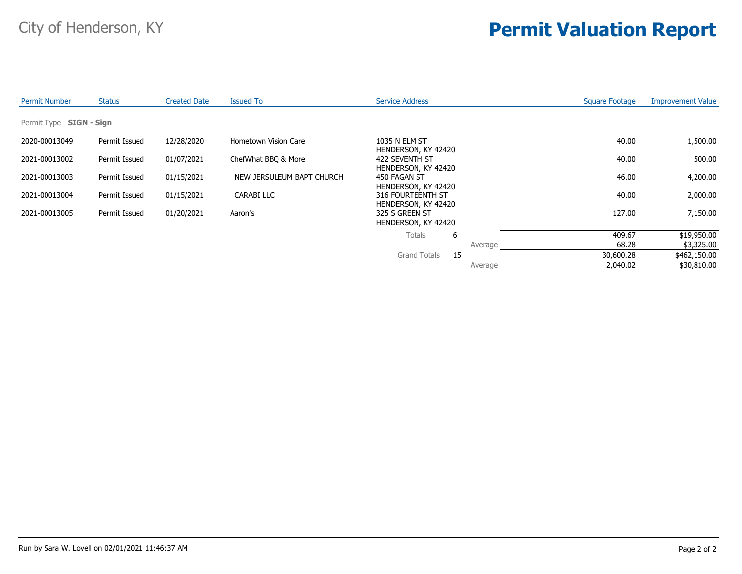City of Henderson, KY

# Permit Valuation Report

| Permit Number | Status | Created Date | Issued To | Service Address | | Square Footage | Improvement Value |
|---|---|---|---|---|---|---|---|
| Permit Type **SIGN - Sign** | | | | | | | |
| 2020-00013049 | Permit Issued | 12/28/2020 | Hometown Vision Care | 1035 N ELM ST HENDERSON, KY 42420 | | 40.00 | 1,500.00 |
| 2021-00013002 | Permit Issued | 01/07/2021 | ChefWhat BBQ & More | 422 SEVENTH ST HENDERSON, KY 42420 | | 40.00 | 500.00 |
| 2021-00013003 | Permit Issued | 01/15/2021 | NEW JERSULEUM BAPT CHURCH | 450 FAGAN ST HENDERSON, KY 42420 | | 46.00 | 4,200.00 |
| 2021-00013004 | Permit Issued | 01/15/2021 | CARABI LLC | 316 FOURTEENTH ST HENDERSON, KY 42420 | | 40.00 | 2,000.00 |
| 2021-00013005 | Permit Issued | 01/20/2021 | Aaron's | 325 S GREEN ST HENDERSON, KY 42420 | | 127.00 | 7,150.00 |
| | | | | Totals 6 | | 409.67 | $19,950.00 |
| | | | | | Average | 68.28 | $3,325.00 |
| | | | | Grand Totals 15 | | 30,600.28 | $462,150.00 |
| | | | | | Average | 2,040.02 | $30,810.00 |

Run by Sara W. Lovell on 02/01/2021 11:46:37 AM